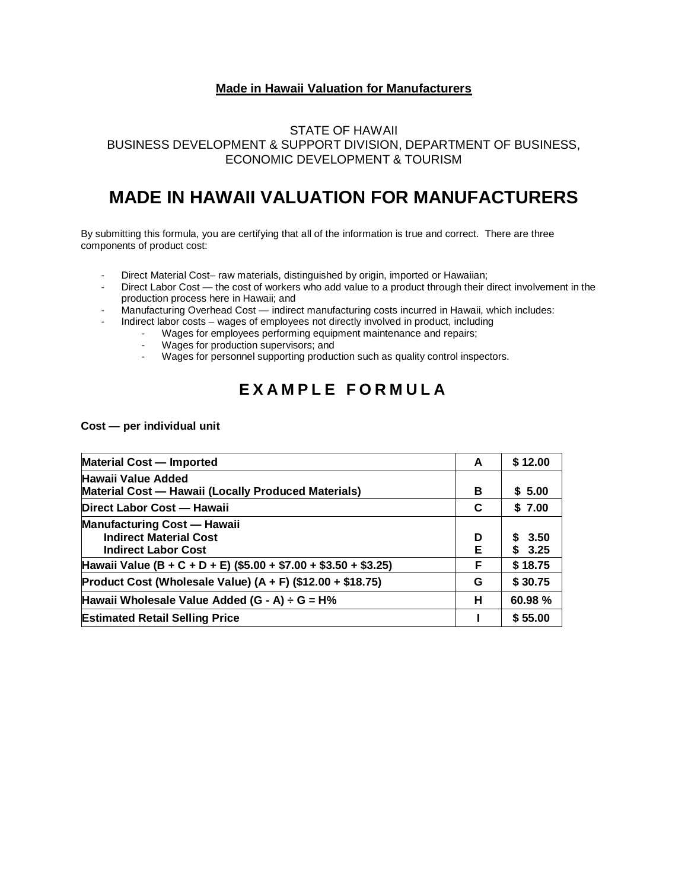**Made in Hawaii Valuation for Manufacturers**

STATE OF HAWAII
BUSINESS DEVELOPMENT & SUPPORT DIVISION, DEPARTMENT OF BUSINESS, ECONOMIC DEVELOPMENT & TOURISM

# MADE IN HAWAII VALUATION FOR MANUFACTURERS

By submitting this formula, you are certifying that all of the information is true and correct. There are three components of product cost:

- Direct Material Cost– raw materials, distinguished by origin, imported or Hawaiian;
- Direct Labor Cost — the cost of workers who add value to a product through their direct involvement in the production process here in Hawaii; and
- Manufacturing Overhead Cost — indirect manufacturing costs incurred in Hawaii, which includes:
- Indirect labor costs – wages of employees not directly involved in product, including
    - Wages for employees performing equipment maintenance and repairs;
    - Wages for production supervisors; and
    - Wages for personnel supporting production such as quality control inspectors.

## EXAMPLE FORMULA

**Cost — per individual unit**

| | | |
|---|---|---|
| **Material Cost — Imported** | **A** | **$ 12.00** |
| **Hawaii Value Added**<br>**Material Cost — Hawaii (Locally Produced Materials)** | **B** | **$ 5.00** |
| **Direct Labor Cost — Hawaii** | **C** | **$ 7.00** |
| **Manufacturing Cost — Hawaii**<br>**Indirect Material Cost**<br>**Indirect Labor Cost** | **D**<br>**E** | **$ 3.50**<br>**$ 3.25** |
| **Hawaii Value (B + C + D + E) ($5.00 + $7.00 + $3.50 + $3.25)** | **F** | **$ 18.75** |
| **Product Cost (Wholesale Value) (A + F) ($12.00 + $18.75)** | **G** | **$ 30.75** |
| **Hawaii Wholesale Value Added (G - A) ÷ G = H%** | **H** | **60.98 %** |
| **Estimated Retail Selling Price** | **I** | **$ 55.00** |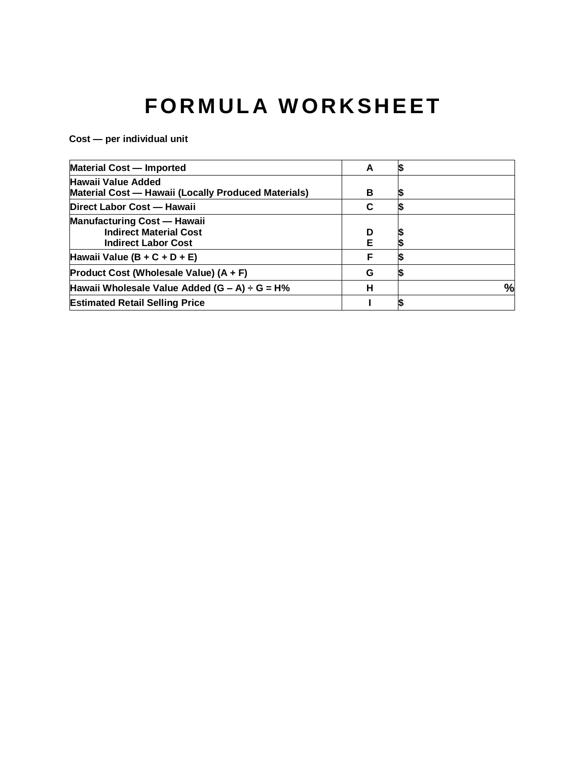# FORMULA WORKSHEET

**Cost — per individual unit**

| | | |
|---|---|---|
| **Material Cost — Imported** | **A** | **$** |
| **Hawaii Value Added**<br>**Material Cost — Hawaii (Locally Produced Materials)** | **B** | **$** |
| **Direct Labor Cost — Hawaii** | **C** | **$** |
| **Manufacturing Cost — Hawaii**<br>**Indirect Material Cost**<br>**Indirect Labor Cost** | <br>**D**<br>**E** | <br>**$**<br>**$** |
| **Hawaii Value (B + C + D + E)** | **F** | **$** |
| **Product Cost (Wholesale Value) (A + F)** | **G** | **$** |
| **Hawaii Wholesale Value Added (G – A) ÷ G = H%** | **H** | **%** |
| **Estimated Retail Selling Price** | **I** | **$** |